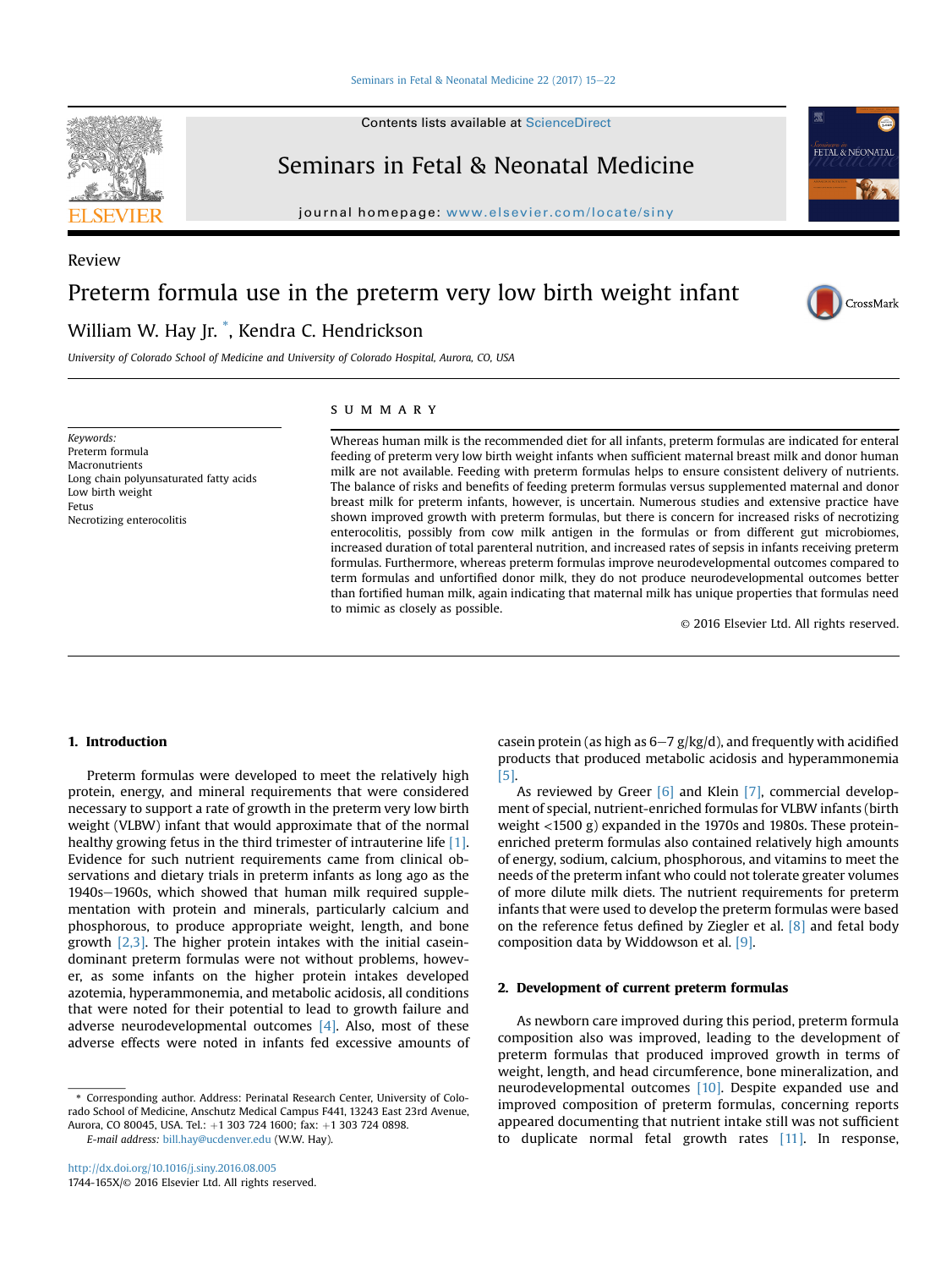Review

# Preterm formula use in the preterm very low birth weight infant

William W. Hay Jr. [*], Kendra C. Hendrickson

*University of Colorado School of Medicine and University of Colorado Hospital, Aurora, CO, USA*

**Keywords:**
Preterm formula
Macronutrients
Long chain polyunsaturated fatty acids
Low birth weight
Fetus
Necrotizing enterocolitis

## SUMMARY

Whereas human milk is the recommended diet for all infants, preterm formulas are indicated for enteral feeding of preterm very low birth weight infants when sufficient maternal breast milk and donor human milk are not available. Feeding with preterm formulas helps to ensure consistent delivery of nutrients. The balance of risks and benefits of feeding preterm formulas versus supplemented maternal and donor breast milk for preterm infants, however, is uncertain. Numerous studies and extensive practice have shown improved growth with preterm formulas, but there is concern for increased risks of necrotizing enterocolitis, possibly from cow milk antigen in the formulas or from different gut microbiomes, increased duration of total parenteral nutrition, and increased rates of sepsis in infants receiving preterm formulas. Furthermore, whereas preterm formulas improve neurodevelopmental outcomes compared to term formulas and unfortified donor milk, they do not produce neurodevelopmental outcomes better than fortified human milk, again indicating that maternal milk has unique properties that formulas need to mimic as closely as possible.

© 2016 Elsevier Ltd. All rights reserved.

## 1. Introduction

Preterm formulas were developed to meet the relatively high protein, energy, and mineral requirements that were considered necessary to support a rate of growth in the preterm very low birth weight (VLBW) infant that would approximate that of the normal healthy growing fetus in the third trimester of intrauterine life [1]. Evidence for such nutrient requirements came from clinical observations and dietary trials in preterm infants as long ago as the 1940s–1960s, which showed that human milk required supplementation with protein and minerals, particularly calcium and phosphorous, to produce appropriate weight, length, and bone growth [2,3]. The higher protein intakes with the initial casein-dominant preterm formulas were not without problems, however, as some infants on the higher protein intakes developed azotemia, hyperammonemia, and metabolic acidosis, all conditions that were noted for their potential to lead to growth failure and adverse neurodevelopmental outcomes [4]. Also, most of these adverse effects were noted in infants fed excessive amounts of casein protein (as high as 6–7 g/kg/d), and frequently with acidified products that produced metabolic acidosis and hyperammonemia [5].

As reviewed by Greer [6] and Klein [7], commercial development of special, nutrient-enriched formulas for VLBW infants (birth weight <1500 g) expanded in the 1970s and 1980s. These protein-enriched preterm formulas also contained relatively high amounts of energy, sodium, calcium, phosphorous, and vitamins to meet the needs of the preterm infant who could not tolerate greater volumes of more dilute milk diets. The nutrient requirements for preterm infants that were used to develop the preterm formulas were based on the reference fetus defined by Ziegler et al. [8] and fetal body composition data by Widdowson et al. [9].

## 2. Development of current preterm formulas

As newborn care improved during this period, preterm formula composition also was improved, leading to the development of preterm formulas that produced improved growth in terms of weight, length, and head circumference, bone mineralization, and neurodevelopmental outcomes [10]. Despite expanded use and improved composition of preterm formulas, concerning reports appeared documenting that nutrient intake still was not sufficient to duplicate normal fetal growth rates [11]. In response,

* Corresponding author. Address: Perinatal Research Center, University of Colorado School of Medicine, Anschutz Medical Campus F441, 13243 East 23rd Avenue, Aurora, CO 80045, USA. Tel.: +1 303 724 1600; fax: +1 303 724 0898.
E-mail address: bill.hay@ucdenver.edu (W.W. Hay).

http://dx.doi.org/10.1016/j.siny.2016.08.005
1744-165X/© 2016 Elsevier Ltd. All rights reserved.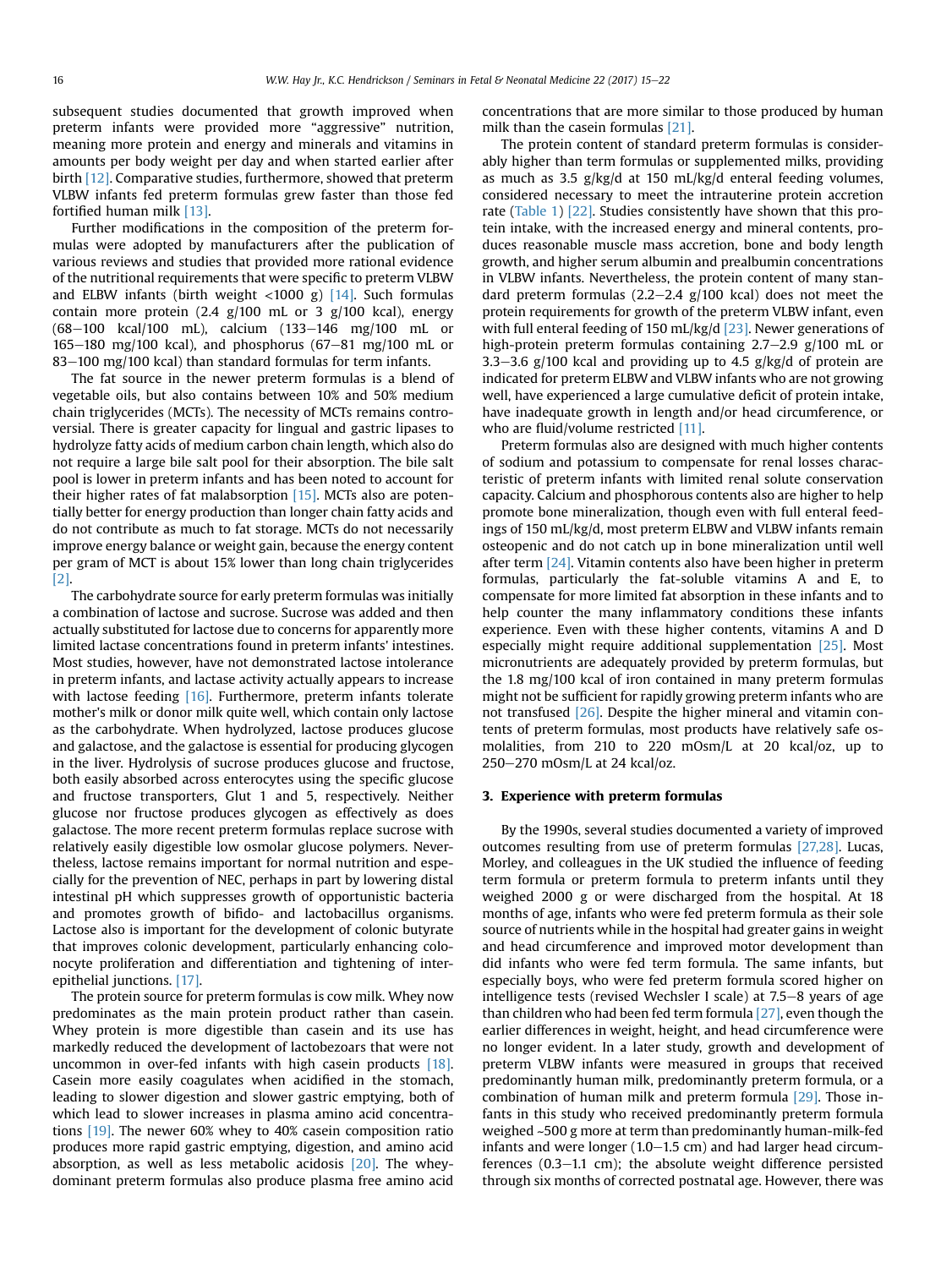subsequent studies documented that growth improved when preterm infants were provided more "aggressive" nutrition, meaning more protein and energy and minerals and vitamins in amounts per body weight per day and when started earlier after birth [12]. Comparative studies, furthermore, showed that preterm VLBW infants fed preterm formulas grew faster than those fed fortified human milk [13].

Further modifications in the composition of the preterm formulas were adopted by manufacturers after the publication of various reviews and studies that provided more rational evidence of the nutritional requirements that were specific to preterm VLBW and ELBW infants (birth weight <1000 g) [14]. Such formulas contain more protein (2.4 g/100 mL or 3 g/100 kcal), energy (68–100 kcal/100 mL), calcium (133–146 mg/100 mL or 165–180 mg/100 kcal), and phosphorus (67–81 mg/100 mL or 83–100 mg/100 kcal) than standard formulas for term infants.

The fat source in the newer preterm formulas is a blend of vegetable oils, but also contains between 10% and 50% medium chain triglycerides (MCTs). The necessity of MCTs remains controversial. There is greater capacity for lingual and gastric lipases to hydrolyze fatty acids of medium carbon chain length, which also do not require a large bile salt pool for their absorption. The bile salt pool is lower in preterm infants and has been noted to account for their higher rates of fat malabsorption [15]. MCTs also are potentially better for energy production than longer chain fatty acids and do not contribute as much to fat storage. MCTs do not necessarily improve energy balance or weight gain, because the energy content per gram of MCT is about 15% lower than long chain triglycerides [2].

The carbohydrate source for early preterm formulas was initially a combination of lactose and sucrose. Sucrose was added and then actually substituted for lactose due to concerns for apparently more limited lactase concentrations found in preterm infants' intestines. Most studies, however, have not demonstrated lactose intolerance in preterm infants, and lactase activity actually appears to increase with lactose feeding [16]. Furthermore, preterm infants tolerate mother's milk or donor milk quite well, which contain only lactose as the carbohydrate. When hydrolyzed, lactose produces glucose and galactose, and the galactose is essential for producing glycogen in the liver. Hydrolysis of sucrose produces glucose and fructose, both easily absorbed across enterocytes using the specific glucose and fructose transporters, Glut 1 and 5, respectively. Neither glucose nor fructose produces glycogen as effectively as does galactose. The more recent preterm formulas replace sucrose with relatively easily digestible low osmolar glucose polymers. Nevertheless, lactose remains important for normal nutrition and especially for the prevention of NEC, perhaps in part by lowering distal intestinal pH which suppresses growth of opportunistic bacteria and promotes growth of bifido- and lactobacillus organisms. Lactose also is important for the development of colonic butyrate that improves colonic development, particularly enhancing colonocyte proliferation and differentiation and tightening of interepithelial junctions. [17].

The protein source for preterm formulas is cow milk. Whey now predominates as the main protein product rather than casein. Whey protein is more digestible than casein and its use has markedly reduced the development of lactobezoars that were not uncommon in over-fed infants with high casein products [18]. Casein more easily coagulates when acidified in the stomach, leading to slower digestion and slower gastric emptying, both of which lead to slower increases in plasma amino acid concentrations [19]. The newer 60% whey to 40% casein composition ratio produces more rapid gastric emptying, digestion, and amino acid absorption, as well as less metabolic acidosis [20]. The whey-dominant preterm formulas also produce plasma free amino acid concentrations that are more similar to those produced by human milk than the casein formulas [21].

The protein content of standard preterm formulas is considerably higher than term formulas or supplemented milks, providing as much as 3.5 g/kg/d at 150 mL/kg/d enteral feeding volumes, considered necessary to meet the intrauterine protein accretion rate (Table 1) [22]. Studies consistently have shown that this protein intake, with the increased energy and mineral contents, produces reasonable muscle mass accretion, bone and body length growth, and higher serum albumin and prealbumin concentrations in VLBW infants. Nevertheless, the protein content of many standard preterm formulas (2.2–2.4 g/100 kcal) does not meet the protein requirements for growth of the preterm VLBW infant, even with full enteral feeding of 150 mL/kg/d [23]. Newer generations of high-protein preterm formulas containing 2.7–2.9 g/100 mL or 3.3–3.6 g/100 kcal and providing up to 4.5 g/kg/d of protein are indicated for preterm ELBW and VLBW infants who are not growing well, have experienced a large cumulative deficit of protein intake, have inadequate growth in length and/or head circumference, or who are fluid/volume restricted [11].

Preterm formulas also are designed with much higher contents of sodium and potassium to compensate for renal losses characteristic of preterm infants with limited renal solute conservation capacity. Calcium and phosphorous contents also are higher to help promote bone mineralization, though even with full enteral feedings of 150 mL/kg/d, most preterm ELBW and VLBW infants remain osteopenic and do not catch up in bone mineralization until well after term [24]. Vitamin contents also have been higher in preterm formulas, particularly the fat-soluble vitamins A and E, to compensate for more limited fat absorption in these infants and to help counter the many inflammatory conditions these infants experience. Even with these higher contents, vitamins A and D especially might require additional supplementation [25]. Most micronutrients are adequately provided by preterm formulas, but the 1.8 mg/100 kcal of iron contained in many preterm formulas might not be sufficient for rapidly growing preterm infants who are not transfused [26]. Despite the higher mineral and vitamin contents of preterm formulas, most products have relatively safe osmolalities, from 210 to 220 mOsm/L at 20 kcal/oz, up to 250–270 mOsm/L at 24 kcal/oz.

## 3. Experience with preterm formulas

By the 1990s, several studies documented a variety of improved outcomes resulting from use of preterm formulas [27,28]. Lucas, Morley, and colleagues in the UK studied the influence of feeding term formula or preterm formula to preterm infants until they weighed 2000 g or were discharged from the hospital. At 18 months of age, infants who were fed preterm formula as their sole source of nutrients while in the hospital had greater gains in weight and head circumference and improved motor development than did infants who were fed term formula. The same infants, but especially boys, who were fed preterm formula scored higher on intelligence tests (revised Wechsler I scale) at 7.5–8 years of age than children who had been fed term formula [27], even though the earlier differences in weight, height, and head circumference were no longer evident. In a later study, growth and development of preterm VLBW infants were measured in groups that received predominantly human milk, predominantly preterm formula, or a combination of human milk and preterm formula [29]. Those infants in this study who received predominantly preterm formula weighed ~500 g more at term than predominantly human-milk-fed infants and were longer (1.0–1.5 cm) and had larger head circumferences (0.3–1.1 cm); the absolute weight difference persisted through six months of corrected postnatal age. However, there was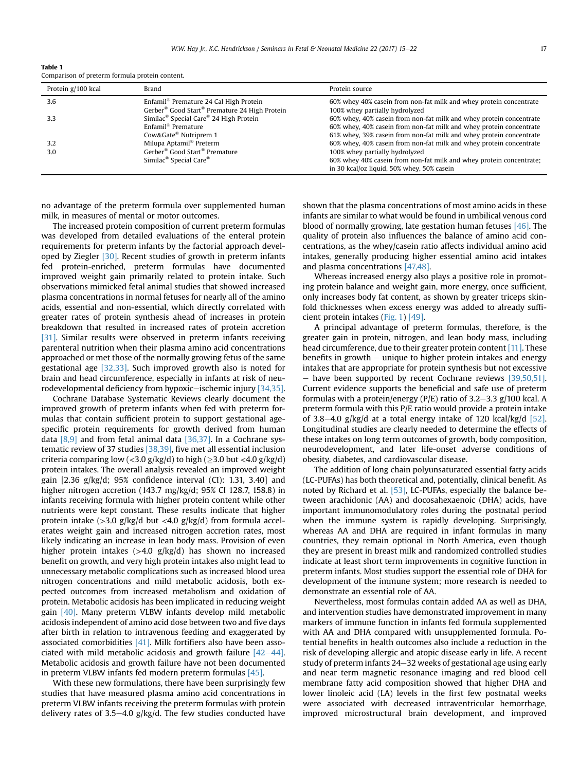**Table 1**
Comparison of preterm formula protein content.

| Protein g/100 kcal | Brand | Protein source |
|---|---|---|
| 3.6 | Enfamil® Premature 24 Cal High Protein | 60% whey 40% casein from non-fat milk and whey protein concentrate |
| | Gerber® Good Start® Premature 24 High Protein | 100% whey partially hydrolyzed |
| 3.3 | Similac® Special Care® 24 High Protein | 60% whey, 40% casein from non-fat milk and whey protein concentrate |
| | Enfamil® Premature | 60% whey, 40% casein from non-fat milk and whey protein concentrate |
| | Cow&Gate® Nutriprem 1 | 61% whey, 39% casein from non-fat milk and whey protein concentrate |
| 3.2 | Milupa Aptamil® Preterm | 60% whey, 40% casein from non-fat milk and whey protein concentrate |
| 3.0 | Gerber® Good Start® Premature | 100% whey partially hydrolyzed |
| | Similac® Special Care® | 60% whey 40% casein from non-fat milk and whey protein concentrate; in 30 kcal/oz liquid, 50% whey, 50% casein |

no advantage of the preterm formula over supplemented human milk, in measures of mental or motor outcomes.

The increased protein composition of current preterm formulas was developed from detailed evaluations of the enteral protein requirements for preterm infants by the factorial approach developed by Ziegler [30]. Recent studies of growth in preterm infants fed protein-enriched, preterm formulas have documented improved weight gain primarily related to protein intake. Such observations mimicked fetal animal studies that showed increased plasma concentrations in normal fetuses for nearly all of the amino acids, essential and non-essential, which directly correlated with greater rates of protein synthesis ahead of increases in protein breakdown that resulted in increased rates of protein accretion [31]. Similar results were observed in preterm infants receiving parenteral nutrition when their plasma amino acid concentrations approached or met those of the normally growing fetus of the same gestational age [32,33]. Such improved growth also is noted for brain and head circumference, especially in infants at risk of neurodevelopmental deficiency from hypoxic–ischemic injury [34,35].

Cochrane Database Systematic Reviews clearly document the improved growth of preterm infants when fed with preterm formulas that contain sufficient protein to support gestational age-specific protein requirements for growth derived from human data [8,9] and from fetal animal data [36,37]. In a Cochrane systematic review of 37 studies [38,39], five met all essential inclusion criteria comparing low (<3.0 g/kg/d) to high (≥3.0 but <4.0 g/kg/d) protein intakes. The overall analysis revealed an improved weight gain [2.36 g/kg/d; 95% confidence interval (CI): 1.31, 3.40] and higher nitrogen accretion (143.7 mg/kg/d; 95% CI 128.7, 158.8) in infants receiving formula with higher protein content while other nutrients were kept constant. These results indicate that higher protein intake (>3.0 g/kg/d but <4.0 g/kg/d) from formula accelerates weight gain and increased nitrogen accretion rates, most likely indicating an increase in lean body mass. Provision of even higher protein intakes (>4.0 g/kg/d) has shown no increased benefit on growth, and very high protein intakes also might lead to unnecessary metabolic complications such as increased blood urea nitrogen concentrations and mild metabolic acidosis, both expected outcomes from increased metabolism and oxidation of protein. Metabolic acidosis has been implicated in reducing weight gain [40]. Many preterm VLBW infants develop mild metabolic acidosis independent of amino acid dose between two and five days after birth in relation to intravenous feeding and exaggerated by associated comorbidities [41]. Milk fortifiers also have been associated with mild metabolic acidosis and growth failure [42–44]. Metabolic acidosis and growth failure have not been documented in preterm VLBW infants fed modern preterm formulas [45].

With these new formulations, there have been surprisingly few studies that have measured plasma amino acid concentrations in preterm VLBW infants receiving the preterm formulas with protein delivery rates of 3.5–4.0 g/kg/d. The few studies conducted have shown that the plasma concentrations of most amino acids in these infants are similar to what would be found in umbilical venous cord blood of normally growing, late gestation human fetuses [46]. The quality of protein also influences the balance of amino acid concentrations, as the whey/casein ratio affects individual amino acid intakes, generally producing higher essential amino acid intakes and plasma concentrations [47,48].

Whereas increased energy also plays a positive role in promoting protein balance and weight gain, more energy, once sufficient, only increases body fat content, as shown by greater triceps skinfold thicknesses when excess energy was added to already sufficient protein intakes (Fig. 1) [49].

A principal advantage of preterm formulas, therefore, is the greater gain in protein, nitrogen, and lean body mass, including head circumference, due to their greater protein content [11]. These benefits in growth – unique to higher protein intakes and energy intakes that are appropriate for protein synthesis but not excessive – have been supported by recent Cochrane reviews [39,50,51]. Current evidence supports the beneficial and safe use of preterm formulas with a protein/energy (P/E) ratio of 3.2–3.3 g/100 kcal. A preterm formula with this P/E ratio would provide a protein intake of 3.8–4.0 g/kg/d at a total energy intake of 120 kcal/kg/d [52]. Longitudinal studies are clearly needed to determine the effects of these intakes on long term outcomes of growth, body composition, neurodevelopment, and later life-onset adverse conditions of obesity, diabetes, and cardiovascular disease.

The addition of long chain polyunsaturated essential fatty acids (LC-PUFAs) has both theoretical and, potentially, clinical benefit. As noted by Richard et al. [53], LC-PUFAs, especially the balance between arachidonic (AA) and docosahexaenoic (DHA) acids, have important immunomodulatory roles during the postnatal period when the immune system is rapidly developing. Surprisingly, whereas AA and DHA are required in infant formulas in many countries, they remain optional in North America, even though they are present in breast milk and randomized controlled studies indicate at least short term improvements in cognitive function in preterm infants. Most studies support the essential role of DHA for development of the immune system; more research is needed to demonstrate an essential role of AA.

Nevertheless, most formulas contain added AA as well as DHA, and intervention studies have demonstrated improvement in many markers of immune function in infants fed formula supplemented with AA and DHA compared with unsupplemented formula. Potential benefits in health outcomes also include a reduction in the risk of developing allergic and atopic disease early in life. A recent study of preterm infants 24–32 weeks of gestational age using early and near term magnetic resonance imaging and red blood cell membrane fatty acid composition showed that higher DHA and lower linoleic acid (LA) levels in the first few postnatal weeks were associated with decreased intraventricular hemorrhage, improved microstructural brain development, and improved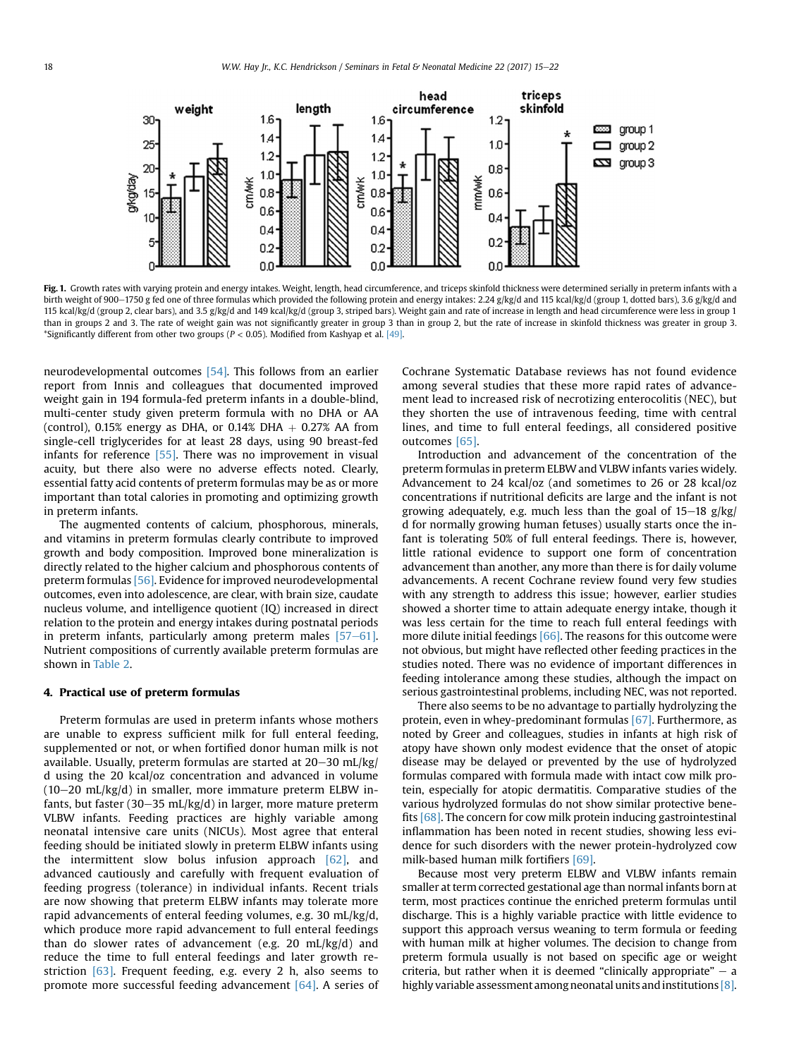**Fig. 1.** Growth rates with varying protein and energy intakes. Weight, length, head circumference, and triceps skinfold thickness were determined serially in preterm infants with a birth weight of 900–1750 g fed one of three formulas which provided the following protein and energy intakes: 2.24 g/kg/d and 115 kcal/kg/d (group 1, dotted bars), 3.6 g/kg/d and 115 kcal/kg/d (group 2, clear bars), and 3.5 g/kg/d and 149 kcal/kg/d (group 3, striped bars). Weight gain and rate of increase in length and head circumference were less in group 1 than in groups 2 and 3. The rate of weight gain was not significantly greater in group 3 than in group 2, but the rate of increase in skinfold thickness was greater in group 3. *Significantly different from other two groups ($P < 0.05$). Modified from Kashyap et al. [49].

neurodevelopmental outcomes [54]. This follows from an earlier report from Innis and colleagues that documented improved weight gain in 194 formula-fed preterm infants in a double-blind, multi-center study given preterm formula with no DHA or AA (control), 0.15% energy as DHA, or 0.14% DHA + 0.27% AA from single-cell triglycerides for at least 28 days, using 90 breast-fed infants for reference [55]. There was no improvement in visual acuity, but there also were no adverse effects noted. Clearly, essential fatty acid contents of preterm formulas may be as or more important than total calories in promoting and optimizing growth in preterm infants.

The augmented contents of calcium, phosphorous, minerals, and vitamins in preterm formulas clearly contribute to improved growth and body composition. Improved bone mineralization is directly related to the higher calcium and phosphorous contents of preterm formulas [56]. Evidence for improved neurodevelopmental outcomes, even into adolescence, are clear, with brain size, caudate nucleus volume, and intelligence quotient (IQ) increased in direct relation to the protein and energy intakes during postnatal periods in preterm infants, particularly among preterm males [57–61]. Nutrient compositions of currently available preterm formulas are shown in Table 2.

## 4. Practical use of preterm formulas

Preterm formulas are used in preterm infants whose mothers are unable to express sufficient milk for full enteral feeding, supplemented or not, or when fortified donor human milk is not available. Usually, preterm formulas are started at 20–30 mL/kg/d using the 20 kcal/oz concentration and advanced in volume (10–20 mL/kg/d) in smaller, more immature preterm ELBW infants, but faster (30–35 mL/kg/d) in larger, more mature preterm VLBW infants. Feeding practices are highly variable among neonatal intensive care units (NICUs). Most agree that enteral feeding should be initiated slowly in preterm ELBW infants using the intermittent slow bolus infusion approach [62], and advanced cautiously and carefully with frequent evaluation of feeding progress (tolerance) in individual infants. Recent trials are now showing that preterm ELBW infants may tolerate more rapid advancements of enteral feeding volumes, e.g. 30 mL/kg/d, which produce more rapid advancement to full enteral feedings than do slower rates of advancement (e.g. 20 mL/kg/d) and reduce the time to full enteral feedings and later growth restriction [63]. Frequent feeding, e.g. every 2 h, also seems to promote more successful feeding advancement [64]. A series of Cochrane Systematic Database reviews has not found evidence among several studies that these more rapid rates of advancement lead to increased risk of necrotizing enterocolitis (NEC), but they shorten the use of intravenous feeding, time with central lines, and time to full enteral feedings, all considered positive outcomes [65].

Introduction and advancement of the concentration of the preterm formulas in preterm ELBW and VLBW infants varies widely. Advancement to 24 kcal/oz (and sometimes to 26 or 28 kcal/oz concentrations if nutritional deficits are large and the infant is not growing adequately, e.g. much less than the goal of 15–18 g/kg/d for normally growing human fetuses) usually starts once the infant is tolerating 50% of full enteral feedings. There is, however, little rational evidence to support one form of concentration advancement than another, any more than there is for daily volume advancements. A recent Cochrane review found very few studies with any strength to address this issue; however, earlier studies showed a shorter time to attain adequate energy intake, though it was less certain for the time to reach full enteral feedings with more dilute initial feedings [66]. The reasons for this outcome were not obvious, but might have reflected other feeding practices in the studies noted. There was no evidence of important differences in feeding intolerance among these studies, although the impact on serious gastrointestinal problems, including NEC, was not reported.

There also seems to be no advantage to partially hydrolyzing the protein, even in whey-predominant formulas [67]. Furthermore, as noted by Greer and colleagues, studies in infants at high risk of atopy have shown only modest evidence that the onset of atopic disease may be delayed or prevented by the use of hydrolyzed formulas compared with formula made with intact cow milk protein, especially for atopic dermatitis. Comparative studies of the various hydrolyzed formulas do not show similar protective benefits [68]. The concern for cow milk protein inducing gastrointestinal inflammation has been noted in recent studies, showing less evidence for such disorders with the newer protein-hydrolyzed cow milk-based human milk fortifiers [69].

Because most very preterm ELBW and VLBW infants remain smaller at term corrected gestational age than normal infants born at term, most practices continue the enriched preterm formulas until discharge. This is a highly variable practice with little evidence to support this approach versus weaning to term formula or feeding with human milk at higher volumes. The decision to change from preterm formula usually is not based on specific age or weight criteria, but rather when it is deemed "clinically appropriate" – a highly variable assessment among neonatal units and institutions [8].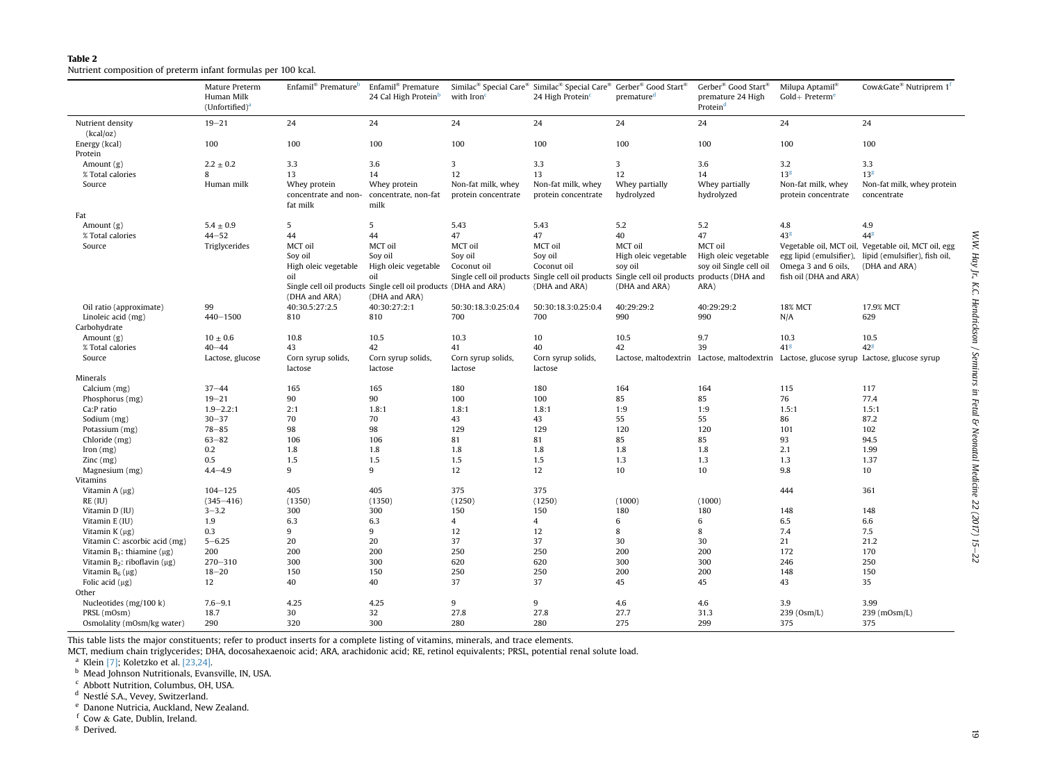**Table 2**
Nutrient composition of preterm infant formulas per 100 kcal.

| | Mature Preterm Human Milk (Unfortified)[a] | Enfamil® Premature[b] | Enfamil® Premature 24 Cal High Protein[b] | Similac® Special Care® with Iron[c] | Similac® Special Care® 24 High Protein[c] | Gerber® Good Start® premature[d] | Gerber® Good Start® premature 24 High Protein[d] | Milupa Aptamil® Gold+ Preterm[e] | Cow&Gate® Nutriprem 1[f] |
|---|---|---|---|---|---|---|---|---|---|
| Nutrient density (kcal/oz) | 19–21 | 24 | 24 | 24 | 24 | 24 | 24 | 24 | 24 |
| Energy (kcal) | 100 | 100 | 100 | 100 | 100 | 100 | 100 | 100 | 100 |
| Protein | | | | | | | | | |
| Amount (g) | 2.2 ± 0.2 | 3.3 | 3.6 | 3 | 3.3 | 3 | 3.6 | 3.2 | 3.3 |
| % Total calories | 8 | 13 | 14 | 12 | 13 | 12 | 14 | 13[g] | 13[g] |
| Source | Human milk | Whey protein concentrate and non-fat milk | Whey protein concentrate, non-fat milk | Non-fat milk, whey protein concentrate | Non-fat milk, whey protein concentrate | Whey partially hydrolyzed | Whey partially hydrolyzed | Non-fat milk, whey protein concentrate | Non-fat milk, whey protein concentrate |
| Fat | | | | | | | | | |
| Amount (g) | 5.4 ± 0.9 | 5 | 5 | 5.43 | 5.43 | 5.2 | 5.2 | 4.8 | 4.9 |
| % Total calories | 44–52 | 44 | 44 | 47 | 47 | 40 | 47 | 43[g] | 44[g] |
| Source | Triglycerides | MCT oil Soy oil High oleic vegetable oil Single cell oil products (DHA and ARA) | MCT oil Soy oil High oleic vegetable oil Single cell oil products (DHA and ARA) | MCT oil Soy oil Coconut oil Single cell oil products (DHA and ARA) | MCT oil Soy oil Coconut oil Single cell oil products (DHA and ARA) | MCT oil High oleic vegetable soy oil Single cell oil products (DHA and ARA) | MCT oil High oleic vegetable soy oil Single cell oil products (DHA and ARA) | Vegetable oil, MCT oil, egg lipid (emulsifier), Omega 3 and 6 oils, fish oil (DHA and ARA) | Vegetable oil, MCT oil, egg lipid (emulsifier), fish oil, (DHA and ARA) |
| Oil ratio (approximate) | 99 | 40:30.5:27:2.5 | 40:30:27:2:1 | 50:30:18.3:0.25:0.4 | 50:30:18.3:0.25:0.4 | 40:29:29:2 | 40:29:29:2 | 18% MCT | 17.9% MCT |
| Linoleic acid (mg) | 440–1500 | 810 | 810 | 700 | 700 | 990 | 990 | N/A | 629 |
| Carbohydrate | | | | | | | | | |
| Amount (g) | 10 ± 0.6 | 10.8 | 10.5 | 10.3 | 10 | 10.5 | 9.7 | 10.3 | 10.5 |
| % Total calories | 40–44 | 43 | 42 | 41 | 40 | 42 | 39 | 41[g] | 42[g] |
| Source | Lactose, glucose | Corn syrup solids, lactose | Corn syrup solids, lactose | Corn syrup solids, lactose | Corn syrup solids, lactose | Lactose, maltodextrin | Lactose, maltodextrin | Lactose, glucose syrup | Lactose, glucose syrup |
| Minerals | | | | | | | | | |
| Calcium (mg) | 37–44 | 165 | 165 | 180 | 180 | 164 | 164 | 115 | 117 |
| Phosphorus (mg) | 19–21 | 90 | 90 | 100 | 100 | 85 | 85 | 76 | 77.4 |
| Ca:P ratio | 1.9–2.2:1 | 2:1 | 1.8:1 | 1.8:1 | 1.8:1 | 1:9 | 1:9 | 1.5:1 | 1.5:1 |
| Sodium (mg) | 30–37 | 70 | 70 | 43 | 43 | 55 | 55 | 86 | 87.2 |
| Potassium (mg) | 78–85 | 98 | 98 | 129 | 129 | 120 | 120 | 101 | 102 |
| Chloride (mg) | 63–82 | 106 | 106 | 81 | 81 | 85 | 85 | 93 | 94.5 |
| Iron (mg) | 0.2 | 1.8 | 1.8 | 1.8 | 1.8 | 1.8 | 1.8 | 2.1 | 1.99 |
| Zinc (mg) | 0.5 | 1.5 | 1.5 | 1.5 | 1.5 | 1.3 | 1.3 | 1.3 | 1.37 |
| Magnesium (mg) | 4.4–4.9 | 9 | 9 | 12 | 12 | 10 | 10 | 9.8 | 10 |
| Vitamins | | | | | | | | | |
| Vitamin A (μg) | 104–125 | 405 | 405 | 375 | 375 | | | 444 | 361 |
| RE (IU) | (345–416) | (1350) | (1350) | (1250) | (1250) | (1000) | (1000) | | |
| Vitamin D (IU) | 3–3.2 | 300 | 300 | 150 | 150 | 180 | 180 | 148 | 148 |
| Vitamin E (IU) | 1.9 | 6.3 | 6.3 | 4 | 4 | 6 | 6 | 6.5 | 6.6 |
| Vitamin K (μg) | 0.3 | 9 | 9 | 12 | 12 | 8 | 8 | 7.4 | 7.5 |
| Vitamin C: ascorbic acid (mg) | 5–6.25 | 20 | 20 | 37 | 37 | 30 | 30 | 21 | 21.2 |
| Vitamin $B_1$: thiamine (μg) | 200 | 200 | 200 | 250 | 250 | 200 | 200 | 172 | 170 |
| Vitamin $B_2$: riboflavin (μg) | 270–310 | 300 | 300 | 620 | 620 | 300 | 300 | 246 | 250 |
| Vitamin $B_6$ (μg) | 18–20 | 150 | 150 | 250 | 250 | 200 | 200 | 148 | 150 |
| Folic acid (μg) | 12 | 40 | 40 | 37 | 37 | 45 | 45 | 43 | 35 |
| Other | | | | | | | | | |
| Nucleotides (mg/100 k) | 7.6–9.1 | 4.25 | 4.25 | 9 | 9 | 4.6 | 4.6 | 3.9 | 3.99 |
| PRSL (mOsm) | 18.7 | 30 | 32 | 27.8 | 27.8 | 27.7 | 31.3 | 239 (Osm/L) | 239 (mOsm/L) |
| Osmolality (mOsm/kg water) | 290 | 320 | 300 | 280 | 280 | 275 | 299 | 375 | 375 |

This table lists the major constituents; refer to product inserts for a complete listing of vitamins, minerals, and trace elements.
MCT, medium chain triglycerides; DHA, docosahexaenoic acid; ARA, arachidonic acid; RE, retinol equivalents; PRSL, potential renal solute load.
[a] Klein [7]; Koletzko et al. [23,24].
[b] Mead Johnson Nutritionals, Evansville, IN, USA.
[c] Abbott Nutrition, Columbus, OH, USA.
[d] Nestlé S.A., Vevey, Switzerland.
[e] Danone Nutricia, Auckland, New Zealand.
[f] Cow & Gate, Dublin, Ireland.
[g] Derived.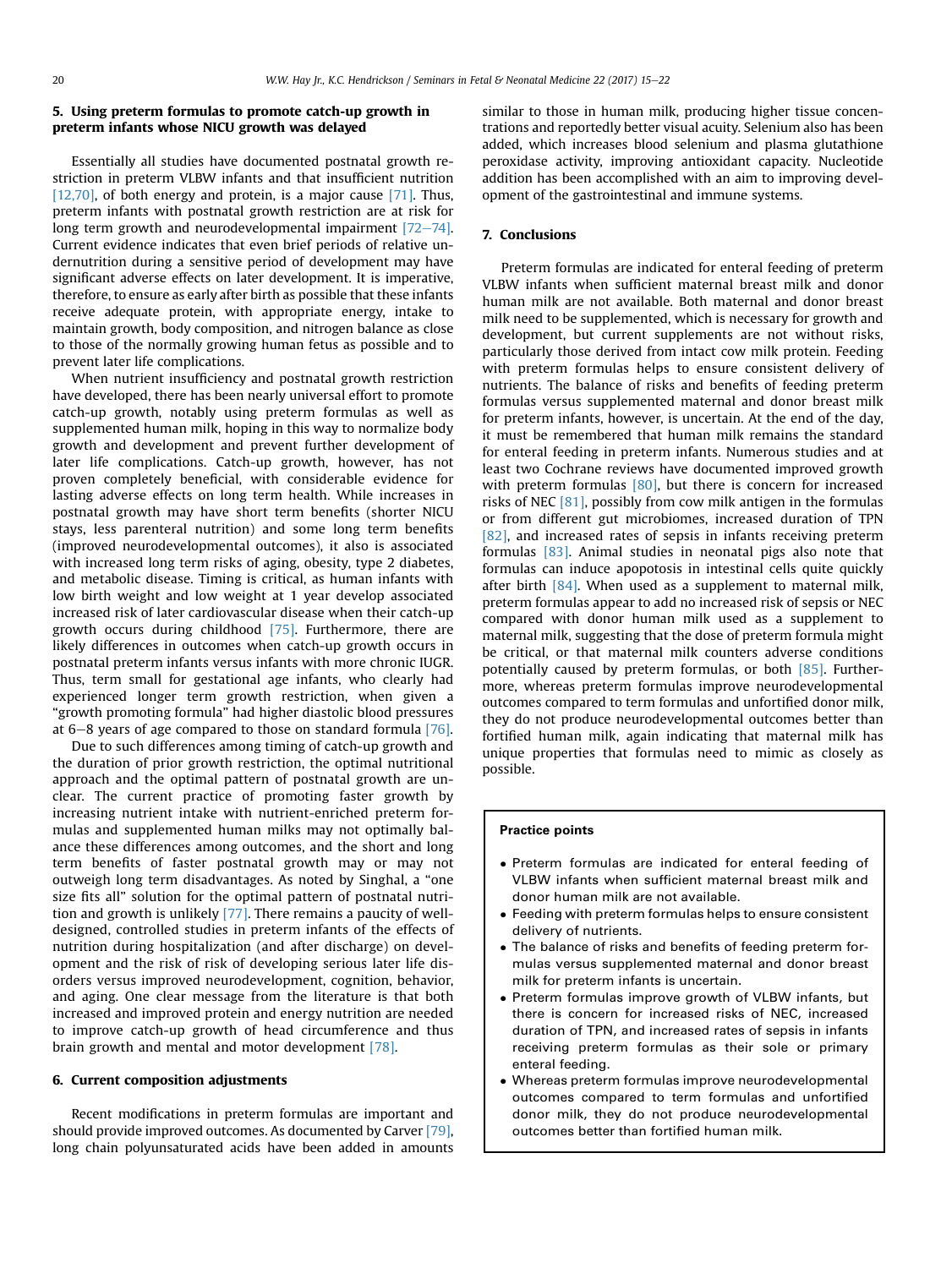## 5. Using preterm formulas to promote catch-up growth in preterm infants whose NICU growth was delayed

Essentially all studies have documented postnatal growth restriction in preterm VLBW infants and that insufficient nutrition [12,70], of both energy and protein, is a major cause [71]. Thus, preterm infants with postnatal growth restriction are at risk for long term growth and neurodevelopmental impairment [72–74]. Current evidence indicates that even brief periods of relative undernutrition during a sensitive period of development may have significant adverse effects on later development. It is imperative, therefore, to ensure as early after birth as possible that these infants receive adequate protein, with appropriate energy, intake to maintain growth, body composition, and nitrogen balance as close to those of the normally growing human fetus as possible and to prevent later life complications.

When nutrient insufficiency and postnatal growth restriction have developed, there has been nearly universal effort to promote catch-up growth, notably using preterm formulas as well as supplemented human milk, hoping in this way to normalize body growth and development and prevent further development of later life complications. Catch-up growth, however, has not proven completely beneficial, with considerable evidence for lasting adverse effects on long term health. While increases in postnatal growth may have short term benefits (shorter NICU stays, less parenteral nutrition) and some long term benefits (improved neurodevelopmental outcomes), it also is associated with increased long term risks of aging, obesity, type 2 diabetes, and metabolic disease. Timing is critical, as human infants with low birth weight and low weight at 1 year develop associated increased risk of later cardiovascular disease when their catch-up growth occurs during childhood [75]. Furthermore, there are likely differences in outcomes when catch-up growth occurs in postnatal preterm infants versus infants with more chronic IUGR. Thus, term small for gestational age infants, who clearly had experienced longer term growth restriction, when given a "growth promoting formula" had higher diastolic blood pressures at 6–8 years of age compared to those on standard formula [76].

Due to such differences among timing of catch-up growth and the duration of prior growth restriction, the optimal nutritional approach and the optimal pattern of postnatal growth are unclear. The current practice of promoting faster growth by increasing nutrient intake with nutrient-enriched preterm formulas and supplemented human milks may not optimally balance these differences among outcomes, and the short and long term benefits of faster postnatal growth may or may not outweigh long term disadvantages. As noted by Singhal, a "one size fits all" solution for the optimal pattern of postnatal nutrition and growth is unlikely [77]. There remains a paucity of well-designed, controlled studies in preterm infants of the effects of nutrition during hospitalization (and after discharge) on development and the risk of risk of developing serious later life disorders versus improved neurodevelopment, cognition, behavior, and aging. One clear message from the literature is that both increased and improved protein and energy nutrition are needed to improve catch-up growth of head circumference and thus brain growth and mental and motor development [78].

## 6. Current composition adjustments

Recent modifications in preterm formulas are important and should provide improved outcomes. As documented by Carver [79], long chain polyunsaturated acids have been added in amounts similar to those in human milk, producing higher tissue concentrations and reportedly better visual acuity. Selenium also has been added, which increases blood selenium and plasma glutathione peroxidase activity, improving antioxidant capacity. Nucleotide addition has been accomplished with an aim to improving development of the gastrointestinal and immune systems.

## 7. Conclusions

Preterm formulas are indicated for enteral feeding of preterm VLBW infants when sufficient maternal breast milk and donor human milk are not available. Both maternal and donor breast milk need to be supplemented, which is necessary for growth and development, but current supplements are not without risks, particularly those derived from intact cow milk protein. Feeding with preterm formulas helps to ensure consistent delivery of nutrients. The balance of risks and benefits of feeding preterm formulas versus supplemented maternal and donor breast milk for preterm infants, however, is uncertain. At the end of the day, it must be remembered that human milk remains the standard for enteral feeding in preterm infants. Numerous studies and at least two Cochrane reviews have documented improved growth with preterm formulas [80], but there is concern for increased risks of NEC [81], possibly from cow milk antigen in the formulas or from different gut microbiomes, increased duration of TPN [82], and increased rates of sepsis in infants receiving preterm formulas [83]. Animal studies in neonatal pigs also note that formulas can induce apoptosis in intestinal cells quite quickly after birth [84]. When used as a supplement to maternal milk, preterm formulas appear to add no increased risk of sepsis or NEC compared with donor human milk used as a supplement to maternal milk, suggesting that the dose of preterm formula might be critical, or that maternal milk counters adverse conditions potentially caused by preterm formulas, or both [85]. Furthermore, whereas preterm formulas improve neurodevelopmental outcomes compared to term formulas and unfortified donor milk, they do not produce neurodevelopmental outcomes better than fortified human milk, again indicating that maternal milk has unique properties that formulas need to mimic as closely as possible.

**Practice points**

- Preterm formulas are indicated for enteral feeding of VLBW infants when sufficient maternal breast milk and donor human milk are not available.
- Feeding with preterm formulas helps to ensure consistent delivery of nutrients.
- The balance of risks and benefits of feeding preterm formulas versus supplemented maternal and donor breast milk for preterm infants is uncertain.
- Preterm formulas improve growth of VLBW infants, but there is concern for increased risks of NEC, increased duration of TPN, and increased rates of sepsis in infants receiving preterm formulas as their sole or primary enteral feeding.
- Whereas preterm formulas improve neurodevelopmental outcomes compared to term formulas and unfortified donor milk, they do not produce neurodevelopmental outcomes better than fortified human milk.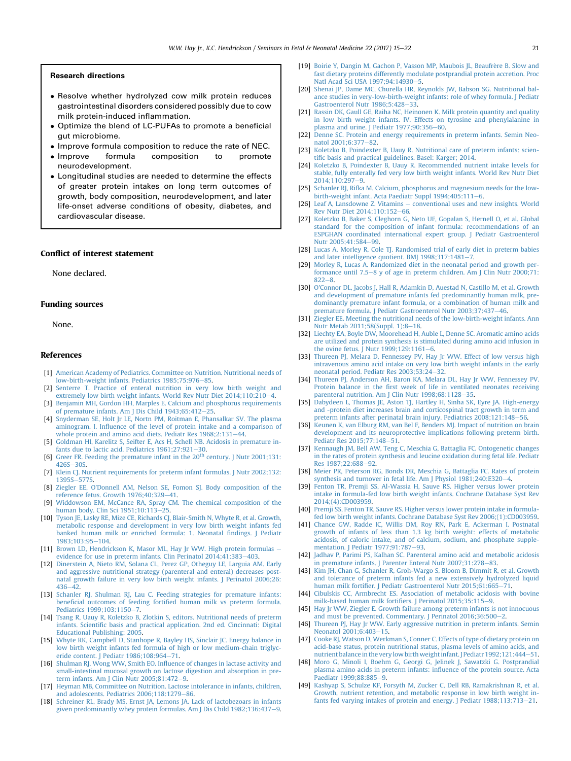### Research directions

- Resolve whether hydrolyzed cow milk protein reduces gastrointestinal disorders considered possibly due to cow milk protein-induced inflammation.
- Optimize the blend of LC-PUFAs to promote a beneficial gut microbiome.
- Improve formula composition to reduce the rate of NEC.
- Improve formula composition to promote neurodevelopment.
- Longitudinal studies are needed to determine the effects of greater protein intakes on long term outcomes of growth, body composition, neurodevelopment, and later life-onset adverse conditions of obesity, diabetes, and cardiovascular disease.

## Conflict of interest statement

None declared.

## Funding sources

None.

## References

[1] American Academy of Pediatrics. Committee on Nutrition. Nutritional needs of low-birth-weight infants. Pediatrics 1985;75:976–85.

[2] Senterre T. Practice of enteral nutrition in very low birth weight and extremely low birth weight infants. World Rev Nutr Diet 2014;110:210–4.

[3] Benjamin MH, Gordon HH, Marples E. Calcium and phosphorus requirements of premature infants. Am J Dis Child 1943;65:412–25.

[4] Snyderman SE, Holt Jr LE, Nortn PM, Roitman E, Phansalkar SV. The plasma aminogram. I. Influence of the level of protein intake and a comparison of whole protein and amino acid diets. Pediatr Res 1968;2:131–44.

[5] Goldman HI, Karelitz S, Seifter E, Acs H, Schell NB. Acidosis in premature infants due to lactic acid. Pediatrics 1961;27:921–30.

[6] Greer FR. Feeding the premature infant in the 20th century. J Nutr 2001;131:426S–30S.

[7] Klein CJ. Nutrient requirements for preterm infant formulas. J Nutr 2002;132:1395S–577S.

[8] Ziegler EE, O'Donnell AM, Nelson SE, Fomon SJ. Body composition of the reference fetus. Growth 1976;40:329–41.

[9] Widdowson EM, McCance RA, Spray CM. The chemical composition of the human body. Clin Sci 1951;10:113–25.

[10] Tyson JE, Lasky RE, Mize CE, Richards CJ, Blair-Smith N, Whyte R, et al. Growth, metabolic response and development in very low birth weight infants fed banked human milk or enriched formula: 1. Neonatal findings. J Pediatr 1983;103:95–104.

[11] Brown LD, Hendrickson K, Masor ML, Hay Jr WW. High protein formulas — evidence for use in preterm infants. Clin Perinatol 2014;41:383–403.

[12] Dinerstein A, Nieto RM, Solana CL, Perez GP, Otheguy LE, Larguia AM. Early and aggressive nutritional strategy (parenteral and enteral) decreases postnatal growth failure in very low birth weight infants. J Perinatol 2006;26:436–42.

[13] Schanler RJ, Shulman RJ, Lau C. Feeding strategies for premature infants: beneficial outcomes of feeding fortified human milk vs preterm formula. Pediatrics 1999;103:1150–7.

[14] Tsang R, Uauy R, Koletzko B, Zlotkin S, editors. Nutritional needs of preterm infants. Scientific basis and practical application. 2nd ed. Cincinnati: Digital Educational Publishing; 2005.

[15] Whyte RK, Campbell D, Stanhope R, Bayley HS, Sinclair JC. Energy balance in low birth weight infants fed formula of high or low medium-chain triglyceride content. J Pediatr 1986;108:964–71.

[16] Shulman RJ, Wong WW, Smith EO. Influence of changes in lactase activity and small-intestinal mucosal growth on lactose digestion and absorption in preterm infants. Am J Clin Nutr 2005;81:472–9.

[17] Heyman MB, Committee on Nutrition. Lactose intolerance in infants, children, and adolescents. Pediatrics 2006;118:1279–86.

[18] Schreiner RL, Brady MS, Ernst JA, Lemons JA. Lack of lactobezoars in infants given predominantly whey protein formulas. Am J Dis Child 1982;136:437–9.

[19] Boirie Y, Dangin M, Gachon P, Vasson MP, Maubois JL, Beaufrère B. Slow and fast dietary proteins differently modulate postprandial protein accretion. Proc Natl Acad Sci USA 1997;94:14930–5.

[20] Shenai JP, Dame MC, Churella HR, Reynolds JW, Babson SG. Nutritional balance studies in very-low-birth-weight infants: role of whey formula. J Pediatr Gastroenterol Nutr 1986;5:428–33.

[21] Rassin DK, Gaull GE, Raiha NC, Heinonen K. Milk protein quantity and quality in low birth weight infants. IV. Effects on tyrosine and phenylalanine in plasma and urine. J Pediatr 1977;90:356–60.

[22] Denne SC. Protein and energy requirements in preterm infants. Semin Neonatol 2001;6:377–82.

[23] Koletzko B, Poindexter B, Uauy R. Nutritional care of preterm infants: scientific basis and practical guidelines. Basel: Karger; 2014.

[24] Koletzko B, Poindexter B, Uauy R. Recommended nutrient intake levels for stable, fully enterally fed very low birth weight infants. World Rev Nutr Diet 2014;110:297–9.

[25] Schanler RJ, Rifka M. Calcium, phosphorus and magnesium needs for the low-birth-weight infant. Acta Paediatr Suppl 1994;405:111–6.

[26] Leaf A, Lansdowne Z. Vitamins — conventional uses and new insights. World Rev Nutr Diet 2014;110:152–66.

[27] Koletzko B, Baker S, Cleghorn G, Neto UF, Gopalan S, Hernell O, et al. Global standard for the composition of infant formula: recommendations of an ESPGHAN coordinated international expert group. J Pediatr Gastroenterol Nutr 2005;41:584–99.

[28] Lucas A, Morley R, Cole TJ. Randomised trial of early diet in preterm babies and later intelligence quotient. BMJ 1998;317:1481–7.

[29] Morley R, Lucas A. Randomized diet in the neonatal period and growth performance until 7.5–8 y of age in preterm children. Am J Clin Nutr 2000;71:822–8.

[30] O'Connor DL, Jacobs J, Hall R, Adamkin D, Auestad N, Castillo M, et al. Growth and development of premature infants fed predominantly human milk, predominantly premature infant formula, or a combination of human milk and premature formula. J Pediatr Gastroenterol Nutr 2003;37:437–46.

[31] Ziegler EE. Meeting the nutritional needs of the low-birth-weight infant. Ann Nutr Metab 2011;58(Suppl. 1):8–18.

[32] Liechty EA, Boyle DW, Moorehead H, Auble L, Denne SC. Aromatic amino acids are utilized and protein synthesis is stimulated during amino acid infusion in the ovine fetus. J Nutr 1999;129:1161–6.

[33] Thureen PJ, Melara D, Fennessey PV, Hay Jr WW. Effect of low versus high intravenous amino acid intake on very low birth weight infants in the early neonatal period. Pediatr Res 2003;53:24–32.

[34] Thureen PJ, Anderson AH, Baron KA, Melara DL, Hay Jr WW, Fennessey PV. Protein balance in the first week of life in ventilated neonates receiving parenteral nutrition. Am J Clin Nutr 1998;68:1128–35.

[35] Dabydeen L, Thomas JE, Aston TJ, Hartley H, Sinha SK, Eyre JA. High-energy and -protein diet increases brain and corticospinal tract growth in term and preterm infants after perinatal brain injury. Pediatrics 2008;121:148–56.

[36] Keunen K, van Elburg RM, van Bel F, Benders MJ. Impact of nutrition on brain development and its neuroprotective implications following preterm birth. Pediatr Res 2015;77:148–51.

[37] Kennaugh JM, Bell AW, Teng C, Meschia G, Battaglia FC. Ontogenetic changes in the rates of protein synthesis and leucine oxidation during fetal life. Pediatr Res 1987;22:688–92.

[38] Meier PR, Peterson RG, Bonds DR, Meschia G, Battaglia FC. Rates of protein synthesis and turnover in fetal life. Am J Physiol 1981;240:E320–4.

[39] Fenton TR, Premji SS, Al-Wassia H, Sauve RS. Higher versus lower protein intake in formula-fed low birth weight infants. Cochrane Database Syst Rev 2014;(4):CD003959.

[40] Premji SS, Fenton TR, Sauve RS. Higher versus lower protein intake in formula-fed low birth weight infants. Cochrane Database Syst Rev 2006;(1):CD003959.

[41] Chance GW, Radde IC, Willis DM, Roy RN, Park E, Ackerman I. Postnatal growth of infants of less than 1.3 kg birth weight: effects of metabolic acidosis, of caloric intake, and of calcium, sodium, and phosphate supplementation. J Pediatr 1977;91:787–93.

[42] Jadhav P, Parimi PS, Kalhan SC. Parenteral amino acid and metabolic acidosis in premature infants. J Parenter Enteral Nutr 2007;31:278–83.

[43] Kim JH, Chan G, Schanler R, Groh-Wargo S, Bloom B, Dimmit R, et al. Growth and tolerance of preterm infants fed a new extensively hydrolyzed liquid human milk fortifier. J Pediatr Gastroenterol Nutr 2015;61:665–71.

[44] Cibulskis CC, Armbrecht ES. Association of metabolic acidosis with bovine milk-based human milk fortifiers. J Perinatol 2015;35:115–9.

[45] Hay Jr WW, Ziegler E. Growth failure among preterm infants is not innocuous and must be prevented. Commentary. J Perinatol 2016;36:500–2.

[46] Thureen PJ, Hay Jr WW. Early aggressive nutrition in preterm infants. Semin Neonatol 2001;6:403–15.

[47] Cooke RJ, Watson D, Werkman S, Conner C. Effects of type of dietary protein on acid-base status, protein nutritional status, plasma levels of amino acids, and nutrient balance in the very low birth weight infant. J Pediatr 1992;121:444–51.

[48] Moro G, Minoli I, Boehm G, Georgi G, Jelinek J, Sawatzki G. Postprandial plasma amino acids in preterm infants: influence of the protein source. Acta Paediatr 1999;88:885–9.

[49] Kashyap S, Schulze KF, Forsyth M, Zucker C, Dell RB, Ramakrishnan R, et al. Growth, nutrient retention, and metabolic response in low birth weight infants fed varying intakes of protein and energy. J Pediatr 1988;113:713–21.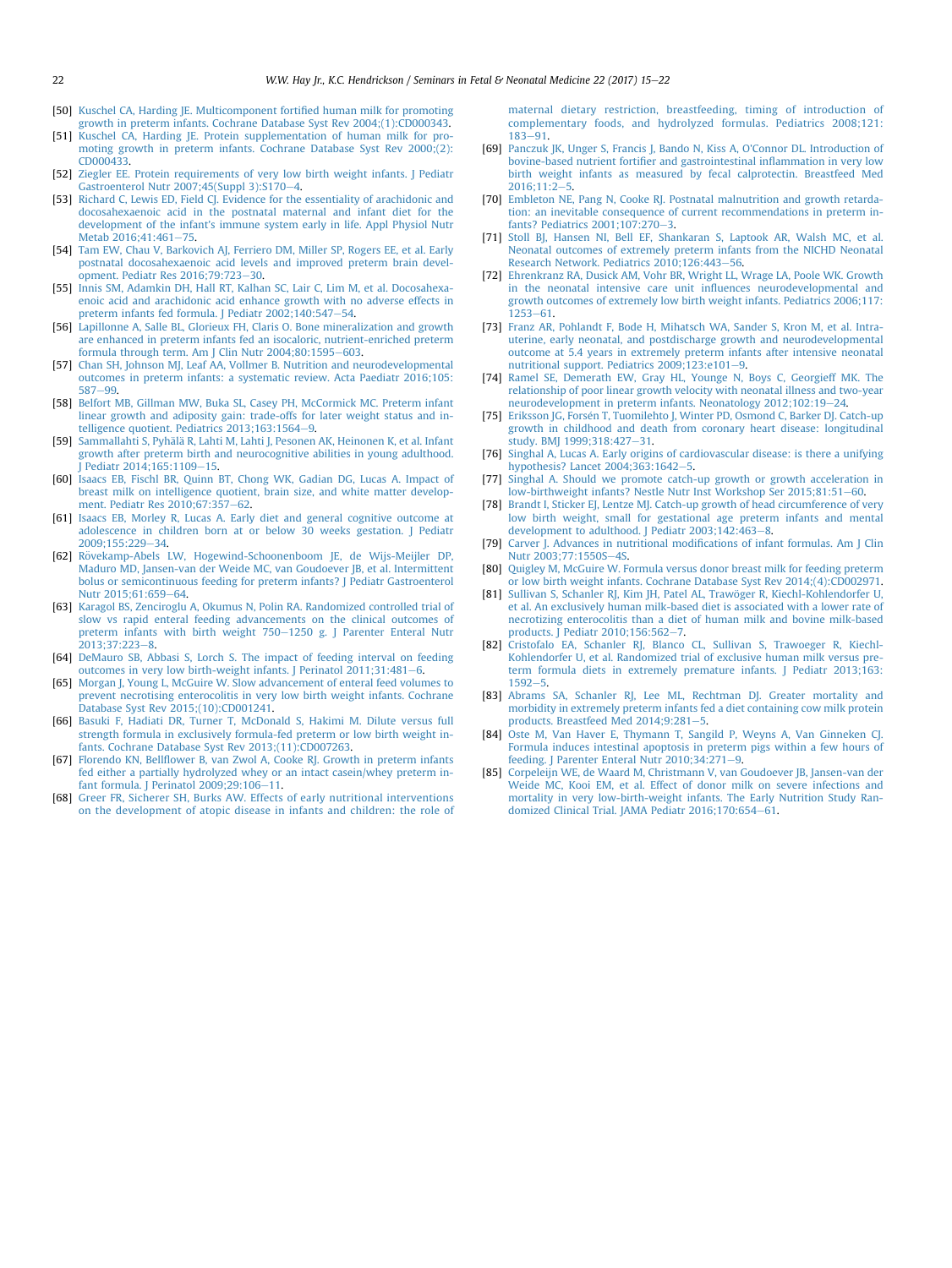[50] Kuschel CA, Harding JE. Multicomponent fortified human milk for promoting growth in preterm infants. Cochrane Database Syst Rev 2004;(1):CD000343.

[51] Kuschel CA, Harding JE. Protein supplementation of human milk for promoting growth in preterm infants. Cochrane Database Syst Rev 2000;(2):CD000433.

[52] Ziegler EE. Protein requirements of very low birth weight infants. J Pediatr Gastroenterol Nutr 2007;45(Suppl 3):S170–4.

[53] Richard C, Lewis ED, Field CJ. Evidence for the essentiality of arachidonic and docosahexaenoic acid in the postnatal maternal and infant diet for the development of the infant's immune system early in life. Appl Physiol Nutr Metab 2016;41:461–75.

[54] Tam EW, Chau V, Barkovich AJ, Ferriero DM, Miller SP, Rogers EE, et al. Early postnatal docosahexaenoic acid levels and improved preterm brain development. Pediatr Res 2016;79:723–30.

[55] Innis SM, Adamkin DH, Hall RT, Kalhan SC, Lair C, Lim M, et al. Docosahexaenoic acid and arachidonic acid enhance growth with no adverse effects in preterm infants fed formula. J Pediatr 2002;140:547–54.

[56] Lapillonne A, Salle BL, Glorieux FH, Claris O. Bone mineralization and growth are enhanced in preterm infants fed an isocaloric, nutrient-enriched preterm formula through term. Am J Clin Nutr 2004;80:1595–603.

[57] Chan SH, Johnson MJ, Leaf AA, Vollmer B. Nutrition and neurodevelopmental outcomes in preterm infants: a systematic review. Acta Paediatr 2016;105:587–99.

[58] Belfort MB, Gillman MW, Buka SL, Casey PH, McCormick MC. Preterm infant linear growth and adiposity gain: trade-offs for later weight status and intelligence quotient. Pediatrics 2013;163:1564–9.

[59] Sammallahti S, Pyhälä R, Lahti M, Lahti J, Pesonen AK, Heinonen K, et al. Infant growth after preterm birth and neurocognitive abilities in young adulthood. J Pediatr 2014;165:1109–15.

[60] Isaacs EB, Fischl BR, Quinn BT, Chong WK, Gadian DG, Lucas A. Impact of breast milk on intelligence quotient, brain size, and white matter development. Pediatr Res 2010;67:357–62.

[61] Isaacs EB, Morley R, Lucas A. Early diet and general cognitive outcome at adolescence in children born at or below 30 weeks gestation. J Pediatr 2009;155:229–34.

[62] Rövekamp-Abels LW, Hogewind-Schoonenboom JE, de Wijs-Meijler DP, Maduro MD, Jansen-van der Weide MC, van Goudoever JB, et al. Intermittent bolus or semicontinuous feeding for preterm infants? J Pediatr Gastroenterol Nutr 2015;61:659–64.

[63] Karagol BS, Zenciroglu A, Okumus N, Polin RA. Randomized controlled trial of slow vs rapid enteral feeding advancements on the clinical outcomes of preterm infants with birth weight 750–1250 g. J Parenter Enteral Nutr 2013;37:223–8.

[64] DeMauro SB, Abbasi S, Lorch S. The impact of feeding interval on feeding outcomes in very low birth-weight infants. J Perinatol 2011;31:481–6.

[65] Morgan J, Young L, McGuire W. Slow advancement of enteral feed volumes to prevent necrotising enterocolitis in very low birth weight infants. Cochrane Database Syst Rev 2015;(10):CD001241.

[66] Basuki F, Hadiati DR, Turner T, McDonald S, Hakimi M. Dilute versus full strength formula in exclusively formula-fed preterm or low birth weight infants. Cochrane Database Syst Rev 2013;(11):CD007263.

[67] Florendo KN, Bellflower B, van Zwol A, Cooke RJ. Growth in preterm infants fed either a partially hydrolyzed whey or an intact casein/whey preterm infant formula. J Perinatol 2009;29:106–11.

[68] Greer FR, Sicherer SH, Burks AW. Effects of early nutritional interventions on the development of atopic disease in infants and children: the role of maternal dietary restriction, breastfeeding, timing of introduction of complementary foods, and hydrolyzed formulas. Pediatrics 2008;121:183–91.

[69] Panczuk JK, Unger S, Francis J, Bando N, Kiss A, O'Connor DL. Introduction of bovine-based nutrient fortifier and gastrointestinal inflammation in very low birth weight infants as measured by fecal calprotectin. Breastfeed Med 2016;11:2–5.

[70] Embleton NE, Pang N, Cooke RJ. Postnatal malnutrition and growth retardation: an inevitable consequence of current recommendations in preterm infants? Pediatrics 2001;107:270–3.

[71] Stoll BJ, Hansen NI, Bell EF, Shankaran S, Laptook AR, Walsh MC, et al. Neonatal outcomes of extremely preterm infants from the NICHD Neonatal Research Network. Pediatrics 2010;126:443–56.

[72] Ehrenkranz RA, Dusick AM, Vohr BR, Wright LL, Wrage LA, Poole WK. Growth in the neonatal intensive care unit influences neurodevelopmental and growth outcomes of extremely low birth weight infants. Pediatrics 2006;117:1253–61.

[73] Franz AR, Pohlandt F, Bode H, Mihatsch WA, Sander S, Kron M, et al. Intrauterine, early neonatal, and postdischarge growth and neurodevelopmental outcome at 5.4 years in extremely preterm infants after intensive neonatal nutritional support. Pediatrics 2009;123:e101–9.

[74] Ramel SE, Demerath EW, Gray HL, Younge N, Boys C, Georgieff MK. The relationship of poor linear growth velocity with neonatal illness and two-year neurodevelopment in preterm infants. Neonatology 2012;102:19–24.

[75] Eriksson JG, Forsén T, Tuomilehto J, Winter PD, Osmond C, Barker DJ. Catch-up growth in childhood and death from coronary heart disease: longitudinal study. BMJ 1999;318:427–31.

[76] Singhal A, Lucas A. Early origins of cardiovascular disease: is there a unifying hypothesis? Lancet 2004;363:1642–5.

[77] Singhal A. Should we promote catch-up growth or growth acceleration in low-birthweight infants? Nestle Nutr Inst Workshop Ser 2015;81:51–60.

[78] Brandt I, Sticker EJ, Lentze MJ. Catch-up growth of head circumference of very low birth weight, small for gestational age preterm infants and mental development to adulthood. J Pediatr 2003;142:463–8.

[79] Carver J. Advances in nutritional modifications of infant formulas. Am J Clin Nutr 2003;77:1550S–4S.

[80] Quigley M, McGuire W. Formula versus donor breast milk for feeding preterm or low birth weight infants. Cochrane Database Syst Rev 2014;(4):CD002971.

[81] Sullivan S, Schanler RJ, Kim JH, Patel AL, Trawöger R, Kiechl-Kohlendorfer U, et al. An exclusively human milk-based diet is associated with a lower rate of necrotizing enterocolitis than a diet of human milk and bovine milk-based products. J Pediatr 2010;156:562–7.

[82] Cristofalo EA, Schanler RJ, Blanco CL, Sullivan S, Trawoeger R, Kiechl-Kohlendorfer U, et al. Randomized trial of exclusive human milk versus preterm formula diets in extremely premature infants. J Pediatr 2013;163:1592–5.

[83] Abrams SA, Schanler RJ, Lee ML, Rechtman DJ. Greater mortality and morbidity in extremely preterm infants fed a diet containing cow milk protein products. Breastfeed Med 2014;9:281–5.

[84] Oste M, Van Haver E, Thymann T, Sangild P, Weyns A, Van Ginneken CJ. Formula induces intestinal apoptosis in preterm pigs within a few hours of feeding. J Parenter Enteral Nutr 2010;34:271–9.

[85] Corpeleijn WE, de Waard M, Christmann V, van Goudoever JB, Jansen-van der Weide MC, Kooi EM, et al. Effect of donor milk on severe infections and mortality in very low-birth-weight infants. The Early Nutrition Study Randomized Clinical Trial. JAMA Pediatr 2016;170:654–61.